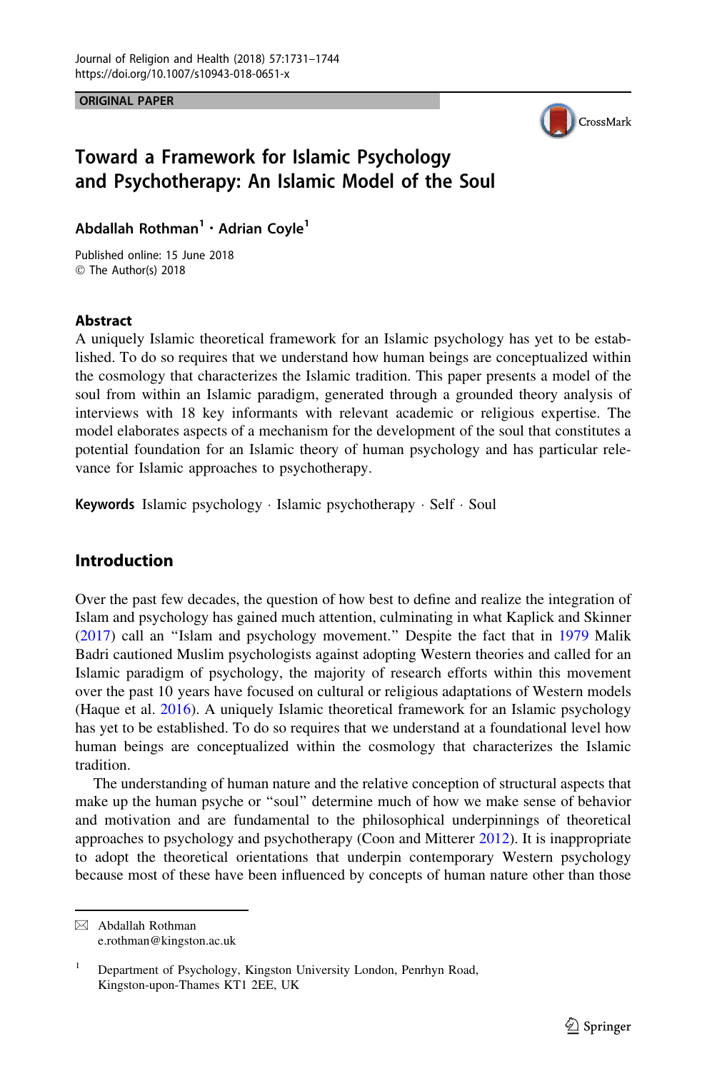ORIGINAL PAPER

# Toward a Framework for Islamic Psychology and Psychotherapy: An Islamic Model of the Soul

**Abdallah Rothman[1] · Adrian Coyle[1]**

Published online: 15 June 2018
© The Author(s) 2018

## Abstract

A uniquely Islamic theoretical framework for an Islamic psychology has yet to be established. To do so requires that we understand how human beings are conceptualized within the cosmology that characterizes the Islamic tradition. This paper presents a model of the soul from within an Islamic paradigm, generated through a grounded theory analysis of interviews with 18 key informants with relevant academic or religious expertise. The model elaborates aspects of a mechanism for the development of the soul that constitutes a potential foundation for an Islamic theory of human psychology and has particular relevance for Islamic approaches to psychotherapy.

**Keywords** Islamic psychology · Islamic psychotherapy · Self · Soul

## Introduction

Over the past few decades, the question of how best to define and realize the integration of Islam and psychology has gained much attention, culminating in what Kaplick and Skinner (2017) call an "Islam and psychology movement." Despite the fact that in 1979 Malik Badri cautioned Muslim psychologists against adopting Western theories and called for an Islamic paradigm of psychology, the majority of research efforts within this movement over the past 10 years have focused on cultural or religious adaptations of Western models (Haque et al. 2016). A uniquely Islamic theoretical framework for an Islamic psychology has yet to be established. To do so requires that we understand at a foundational level how human beings are conceptualized within the cosmology that characterizes the Islamic tradition.

The understanding of human nature and the relative conception of structural aspects that make up the human psyche or "soul" determine much of how we make sense of behavior and motivation and are fundamental to the philosophical underpinnings of theoretical approaches to psychology and psychotherapy (Coon and Mitterer 2012). It is inappropriate to adopt the theoretical orientations that underpin contemporary Western psychology because most of these have been influenced by concepts of human nature other than those

---

✉ Abdallah Rothman
e.rothman@kingston.ac.uk

[1] Department of Psychology, Kingston University London, Penrhyn Road, Kingston-upon-Thames KT1 2EE, UK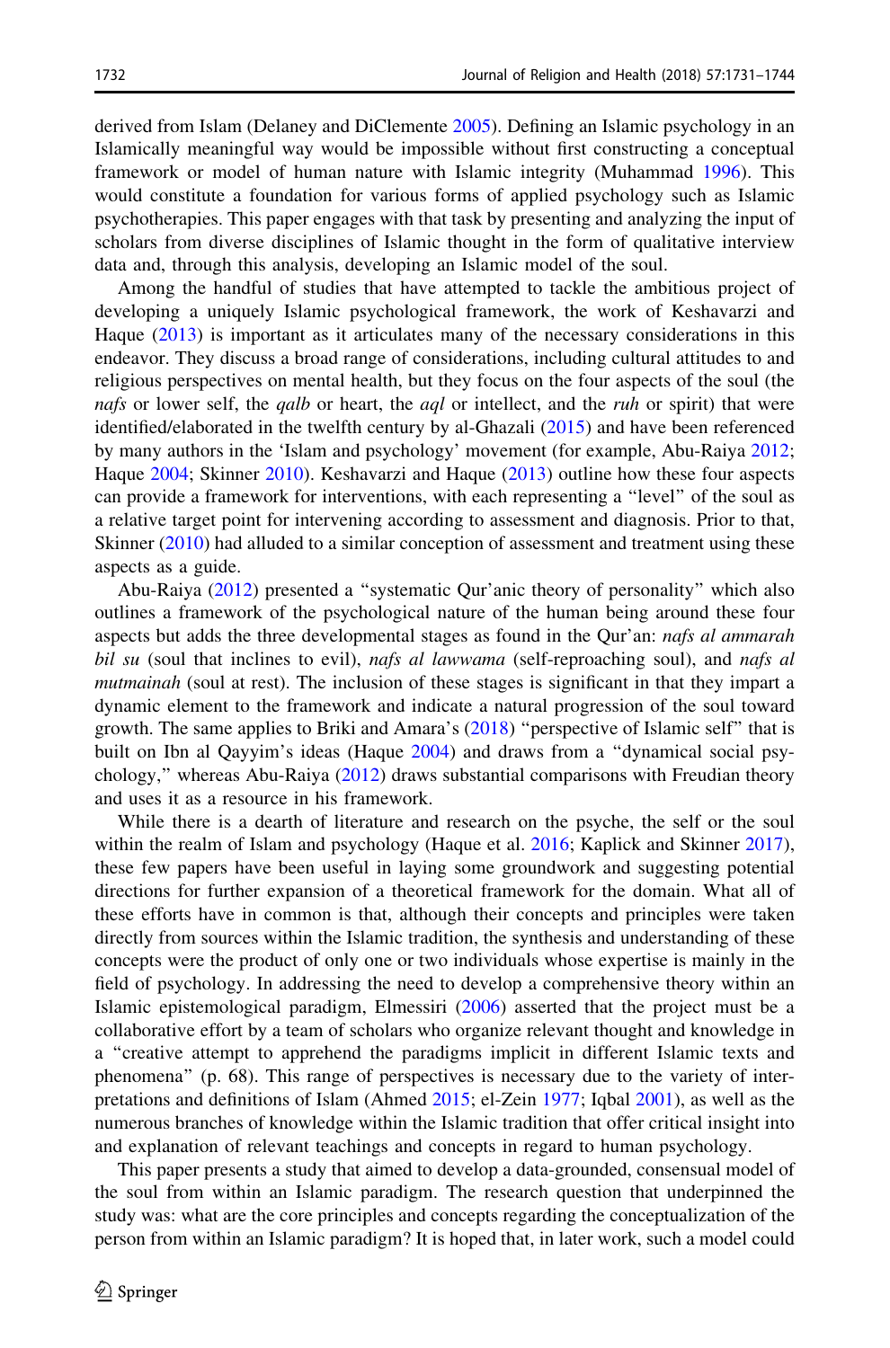derived from Islam (Delaney and DiClemente 2005). Defining an Islamic psychology in an Islamically meaningful way would be impossible without first constructing a conceptual framework or model of human nature with Islamic integrity (Muhammad 1996). This would constitute a foundation for various forms of applied psychology such as Islamic psychotherapies. This paper engages with that task by presenting and analyzing the input of scholars from diverse disciplines of Islamic thought in the form of qualitative interview data and, through this analysis, developing an Islamic model of the soul.

Among the handful of studies that have attempted to tackle the ambitious project of developing a uniquely Islamic psychological framework, the work of Keshavarzi and Haque (2013) is important as it articulates many of the necessary considerations in this endeavor. They discuss a broad range of considerations, including cultural attitudes to and religious perspectives on mental health, but they focus on the four aspects of the soul (the *nafs* or lower self, the *qalb* or heart, the *aql* or intellect, and the *ruh* or spirit) that were identified/elaborated in the twelfth century by al-Ghazali (2015) and have been referenced by many authors in the 'Islam and psychology' movement (for example, Abu-Raiya 2012; Haque 2004; Skinner 2010). Keshavarzi and Haque (2013) outline how these four aspects can provide a framework for interventions, with each representing a "level" of the soul as a relative target point for intervening according to assessment and diagnosis. Prior to that, Skinner (2010) had alluded to a similar conception of assessment and treatment using these aspects as a guide.

Abu-Raiya (2012) presented a "systematic Qur'anic theory of personality" which also outlines a framework of the psychological nature of the human being around these four aspects but adds the three developmental stages as found in the Qur'an: *nafs al ammarah bil su* (soul that inclines to evil), *nafs al lawwama* (self-reproaching soul), and *nafs al mutmainah* (soul at rest). The inclusion of these stages is significant in that they impart a dynamic element to the framework and indicate a natural progression of the soul toward growth. The same applies to Briki and Amara's (2018) "perspective of Islamic self" that is built on Ibn al Qayyim's ideas (Haque 2004) and draws from a "dynamical social psychology," whereas Abu-Raiya (2012) draws substantial comparisons with Freudian theory and uses it as a resource in his framework.

While there is a dearth of literature and research on the psyche, the self or the soul within the realm of Islam and psychology (Haque et al. 2016; Kaplick and Skinner 2017), these few papers have been useful in laying some groundwork and suggesting potential directions for further expansion of a theoretical framework for the domain. What all of these efforts have in common is that, although their concepts and principles were taken directly from sources within the Islamic tradition, the synthesis and understanding of these concepts were the product of only one or two individuals whose expertise is mainly in the field of psychology. In addressing the need to develop a comprehensive theory within an Islamic epistemological paradigm, Elmessiri (2006) asserted that the project must be a collaborative effort by a team of scholars who organize relevant thought and knowledge in a "creative attempt to apprehend the paradigms implicit in different Islamic texts and phenomena" (p. 68). This range of perspectives is necessary due to the variety of interpretations and definitions of Islam (Ahmed 2015; el-Zein 1977; Iqbal 2001), as well as the numerous branches of knowledge within the Islamic tradition that offer critical insight into and explanation of relevant teachings and concepts in regard to human psychology.

This paper presents a study that aimed to develop a data-grounded, consensual model of the soul from within an Islamic paradigm. The research question that underpinned the study was: what are the core principles and concepts regarding the conceptualization of the person from within an Islamic paradigm? It is hoped that, in later work, such a model could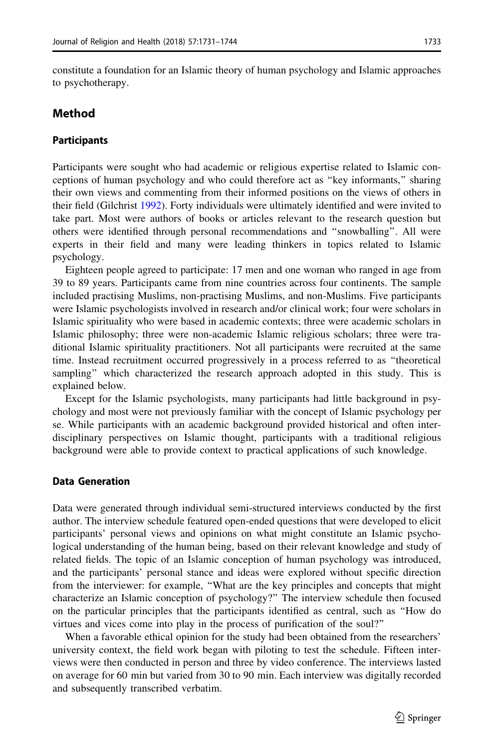constitute a foundation for an Islamic theory of human psychology and Islamic approaches to psychotherapy.

## Method

### Participants

Participants were sought who had academic or religious expertise related to Islamic conceptions of human psychology and who could therefore act as "key informants," sharing their own views and commenting from their informed positions on the views of others in their field (Gilchrist 1992). Forty individuals were ultimately identified and were invited to take part. Most were authors of books or articles relevant to the research question but others were identified through personal recommendations and "snowballing". All were experts in their field and many were leading thinkers in topics related to Islamic psychology.

Eighteen people agreed to participate: 17 men and one woman who ranged in age from 39 to 89 years. Participants came from nine countries across four continents. The sample included practising Muslims, non-practising Muslims, and non-Muslims. Five participants were Islamic psychologists involved in research and/or clinical work; four were scholars in Islamic spirituality who were based in academic contexts; three were academic scholars in Islamic philosophy; three were non-academic Islamic religious scholars; three were traditional Islamic spirituality practitioners. Not all participants were recruited at the same time. Instead recruitment occurred progressively in a process referred to as "theoretical sampling" which characterized the research approach adopted in this study. This is explained below.

Except for the Islamic psychologists, many participants had little background in psychology and most were not previously familiar with the concept of Islamic psychology per se. While participants with an academic background provided historical and often interdisciplinary perspectives on Islamic thought, participants with a traditional religious background were able to provide context to practical applications of such knowledge.

### Data Generation

Data were generated through individual semi-structured interviews conducted by the first author. The interview schedule featured open-ended questions that were developed to elicit participants' personal views and opinions on what might constitute an Islamic psychological understanding of the human being, based on their relevant knowledge and study of related fields. The topic of an Islamic conception of human psychology was introduced, and the participants' personal stance and ideas were explored without specific direction from the interviewer: for example, "What are the key principles and concepts that might characterize an Islamic conception of psychology?" The interview schedule then focused on the particular principles that the participants identified as central, such as "How do virtues and vices come into play in the process of purification of the soul?"

When a favorable ethical opinion for the study had been obtained from the researchers' university context, the field work began with piloting to test the schedule. Fifteen interviews were then conducted in person and three by video conference. The interviews lasted on average for 60 min but varied from 30 to 90 min. Each interview was digitally recorded and subsequently transcribed verbatim.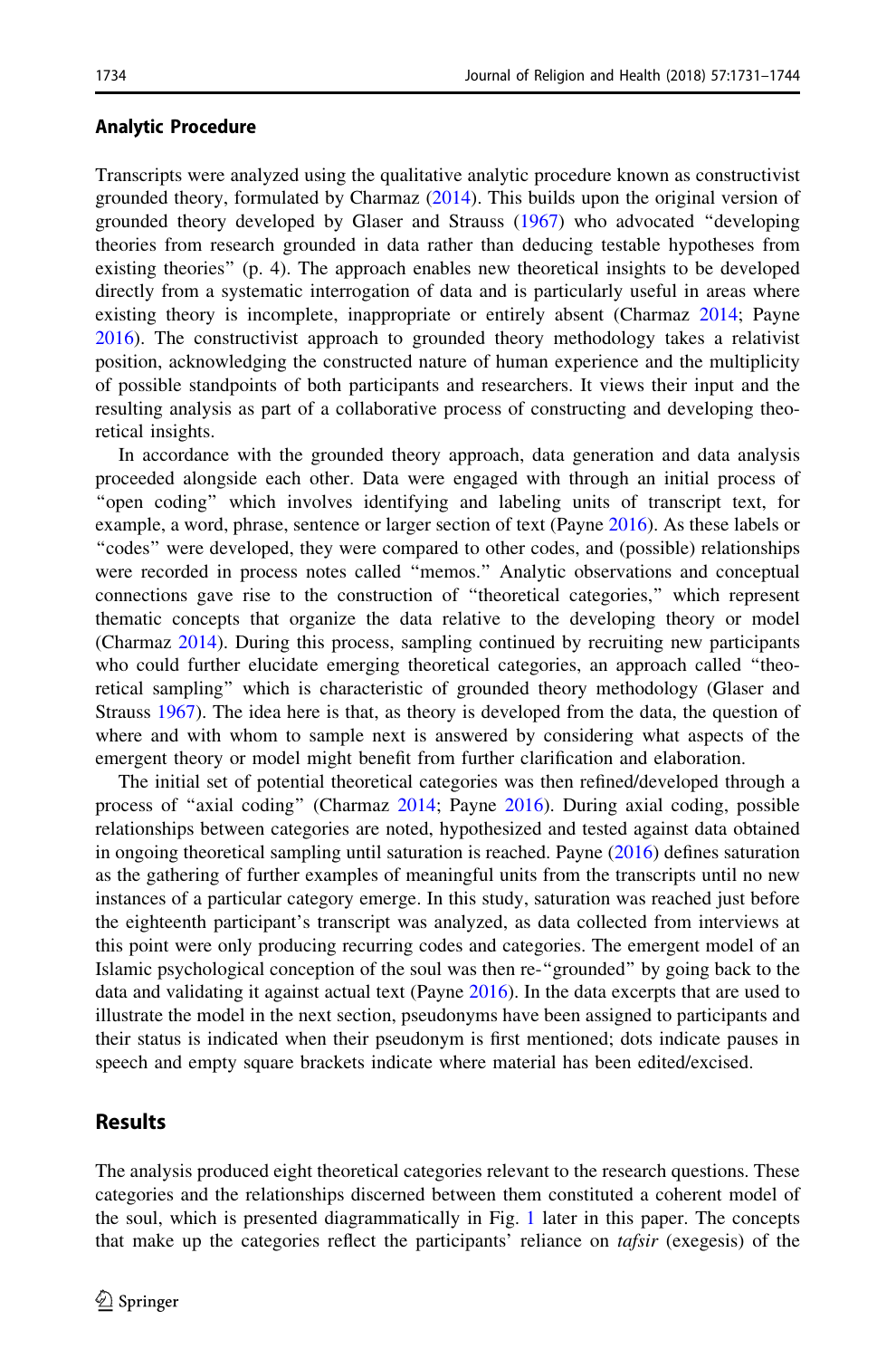### Analytic Procedure

Transcripts were analyzed using the qualitative analytic procedure known as constructivist grounded theory, formulated by Charmaz (2014). This builds upon the original version of grounded theory developed by Glaser and Strauss (1967) who advocated "developing theories from research grounded in data rather than deducing testable hypotheses from existing theories" (p. 4). The approach enables new theoretical insights to be developed directly from a systematic interrogation of data and is particularly useful in areas where existing theory is incomplete, inappropriate or entirely absent (Charmaz 2014; Payne 2016). The constructivist approach to grounded theory methodology takes a relativist position, acknowledging the constructed nature of human experience and the multiplicity of possible standpoints of both participants and researchers. It views their input and the resulting analysis as part of a collaborative process of constructing and developing theoretical insights.

In accordance with the grounded theory approach, data generation and data analysis proceeded alongside each other. Data were engaged with through an initial process of "open coding" which involves identifying and labeling units of transcript text, for example, a word, phrase, sentence or larger section of text (Payne 2016). As these labels or "codes" were developed, they were compared to other codes, and (possible) relationships were recorded in process notes called "memos." Analytic observations and conceptual connections gave rise to the construction of "theoretical categories," which represent thematic concepts that organize the data relative to the developing theory or model (Charmaz 2014). During this process, sampling continued by recruiting new participants who could further elucidate emerging theoretical categories, an approach called "theoretical sampling" which is characteristic of grounded theory methodology (Glaser and Strauss 1967). The idea here is that, as theory is developed from the data, the question of where and with whom to sample next is answered by considering what aspects of the emergent theory or model might benefit from further clarification and elaboration.

The initial set of potential theoretical categories was then refined/developed through a process of "axial coding" (Charmaz 2014; Payne 2016). During axial coding, possible relationships between categories are noted, hypothesized and tested against data obtained in ongoing theoretical sampling until saturation is reached. Payne (2016) defines saturation as the gathering of further examples of meaningful units from the transcripts until no new instances of a particular category emerge. In this study, saturation was reached just before the eighteenth participant's transcript was analyzed, as data collected from interviews at this point were only producing recurring codes and categories. The emergent model of an Islamic psychological conception of the soul was then re-"grounded" by going back to the data and validating it against actual text (Payne 2016). In the data excerpts that are used to illustrate the model in the next section, pseudonyms have been assigned to participants and their status is indicated when their pseudonym is first mentioned; dots indicate pauses in speech and empty square brackets indicate where material has been edited/excised.

## Results

The analysis produced eight theoretical categories relevant to the research questions. These categories and the relationships discerned between them constituted a coherent model of the soul, which is presented diagrammatically in Fig. 1 later in this paper. The concepts that make up the categories reflect the participants' reliance on *tafsir* (exegesis) of the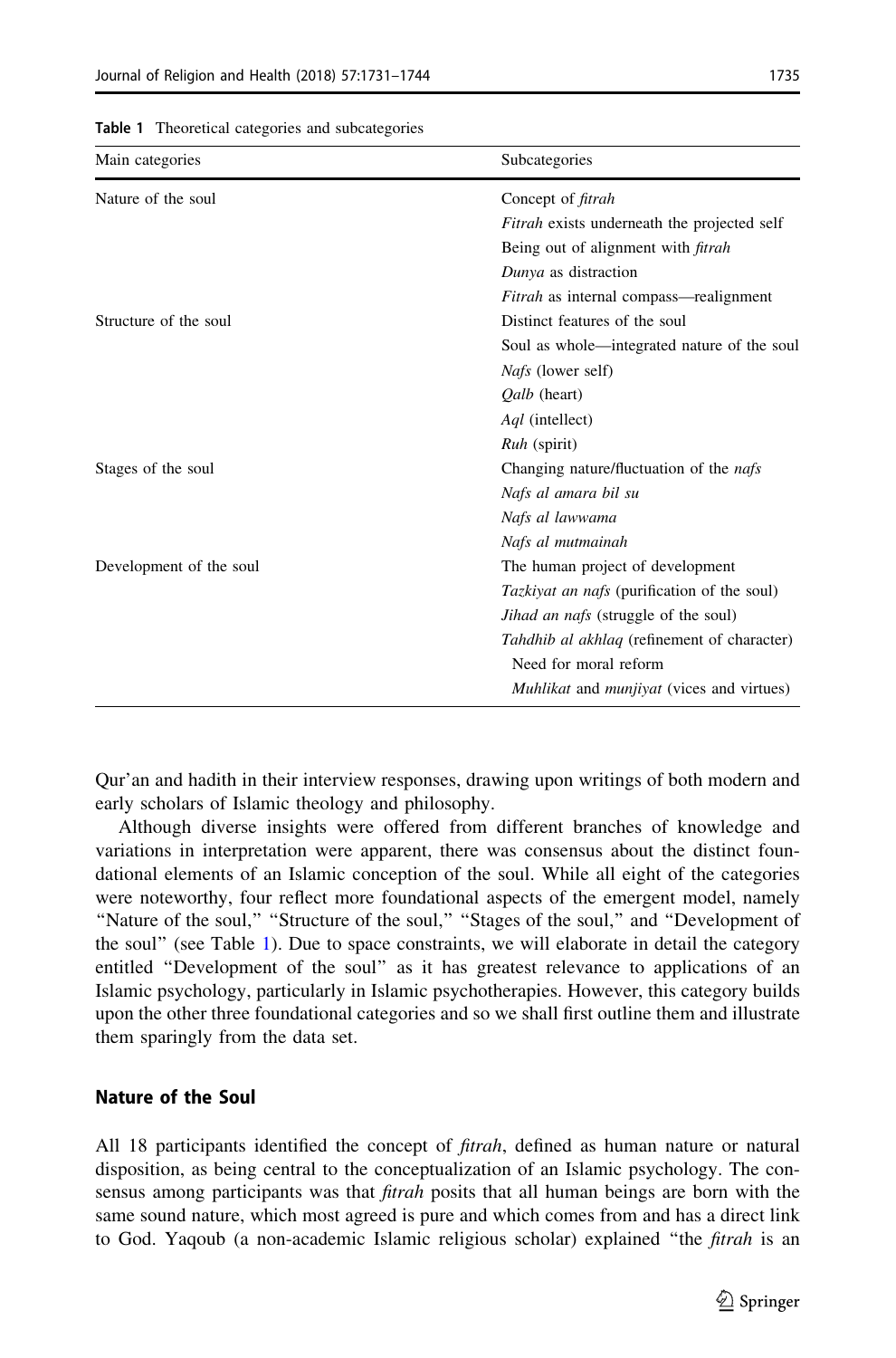**Table 1** Theoretical categories and subcategories

| Main categories | Subcategories |
| --- | --- |
| Nature of the soul | Concept of *fitrah* |
| | *Fitrah* exists underneath the projected self |
| | Being out of alignment with *fitrah* |
| | *Dunya* as distraction |
| | *Fitrah* as internal compass—realignment |
| Structure of the soul | Distinct features of the soul |
| | Soul as whole—integrated nature of the soul |
| | *Nafs* (lower self) |
| | *Qalb* (heart) |
| | *Aql* (intellect) |
| | *Ruh* (spirit) |
| Stages of the soul | Changing nature/fluctuation of the *nafs* |
| | *Nafs al amara bil su* |
| | *Nafs al lawwama* |
| | *Nafs al mutmainah* |
| Development of the soul | The human project of development |
| | *Tazkiyat an nafs* (purification of the soul) |
| | *Jihad an nafs* (struggle of the soul) |
| | *Tahdhib al akhlaq* (refinement of character) |
| | Need for moral reform |
| | *Muhlikat* and *munjiyat* (vices and virtues) |

Qur'an and hadith in their interview responses, drawing upon writings of both modern and early scholars of Islamic theology and philosophy.

Although diverse insights were offered from different branches of knowledge and variations in interpretation were apparent, there was consensus about the distinct foundational elements of an Islamic conception of the soul. While all eight of the categories were noteworthy, four reflect more foundational aspects of the emergent model, namely "Nature of the soul," "Structure of the soul," "Stages of the soul," and "Development of the soul" (see Table 1). Due to space constraints, we will elaborate in detail the category entitled "Development of the soul" as it has greatest relevance to applications of an Islamic psychology, particularly in Islamic psychotherapies. However, this category builds upon the other three foundational categories and so we shall first outline them and illustrate them sparingly from the data set.

## Nature of the Soul

All 18 participants identified the concept of *fitrah*, defined as human nature or natural disposition, as being central to the conceptualization of an Islamic psychology. The consensus among participants was that *fitrah* posits that all human beings are born with the same sound nature, which most agreed is pure and which comes from and has a direct link to God. Yaqoub (a non-academic Islamic religious scholar) explained "the *fitrah* is an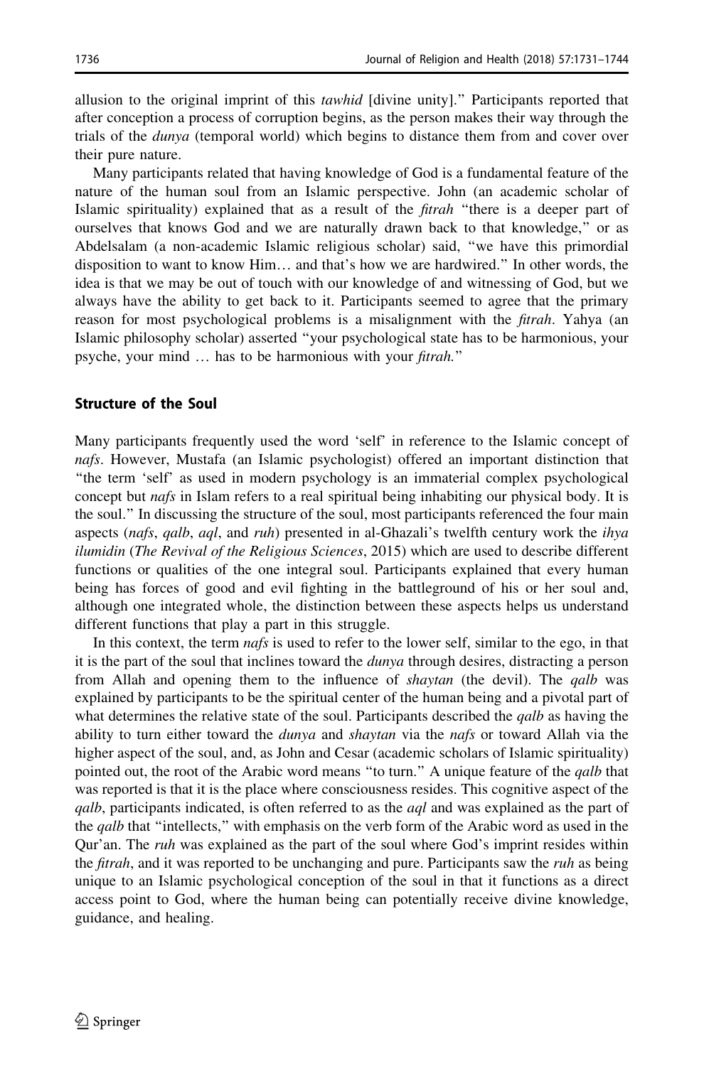allusion to the original imprint of this *tawhid* [divine unity].” Participants reported that after conception a process of corruption begins, as the person makes their way through the trials of the *dunya* (temporal world) which begins to distance them from and cover over their pure nature.

Many participants related that having knowledge of God is a fundamental feature of the nature of the human soul from an Islamic perspective. John (an academic scholar of Islamic spirituality) explained that as a result of the *fitrah* “there is a deeper part of ourselves that knows God and we are naturally drawn back to that knowledge,” or as Abdelsalam (a non-academic Islamic religious scholar) said, “we have this primordial disposition to want to know Him… and that’s how we are hardwired.” In other words, the idea is that we may be out of touch with our knowledge of and witnessing of God, but we always have the ability to get back to it. Participants seemed to agree that the primary reason for most psychological problems is a misalignment with the *fitrah*. Yahya (an Islamic philosophy scholar) asserted “your psychological state has to be harmonious, your psyche, your mind … has to be harmonious with your *fitrah.*”

### Structure of the Soul

Many participants frequently used the word ‘self’ in reference to the Islamic concept of *nafs*. However, Mustafa (an Islamic psychologist) offered an important distinction that “the term ‘self’ as used in modern psychology is an immaterial complex psychological concept but *nafs* in Islam refers to a real spiritual being inhabiting our physical body. It is the soul.” In discussing the structure of the soul, most participants referenced the four main aspects (*nafs*, *qalb*, *aql*, and *ruh*) presented in al-Ghazali’s twelfth century work the *ihya ilumidin* (*The Revival of the Religious Sciences*, 2015) which are used to describe different functions or qualities of the one integral soul. Participants explained that every human being has forces of good and evil fighting in the battleground of his or her soul and, although one integrated whole, the distinction between these aspects helps us understand different functions that play a part in this struggle.

In this context, the term *nafs* is used to refer to the lower self, similar to the ego, in that it is the part of the soul that inclines toward the *dunya* through desires, distracting a person from Allah and opening them to the influence of *shaytan* (the devil). The *qalb* was explained by participants to be the spiritual center of the human being and a pivotal part of what determines the relative state of the soul. Participants described the *qalb* as having the ability to turn either toward the *dunya* and *shaytan* via the *nafs* or toward Allah via the higher aspect of the soul, and, as John and Cesar (academic scholars of Islamic spirituality) pointed out, the root of the Arabic word means “to turn.” A unique feature of the *qalb* that was reported is that it is the place where consciousness resides. This cognitive aspect of the *qalb*, participants indicated, is often referred to as the *aql* and was explained as the part of the *qalb* that “intellects,” with emphasis on the verb form of the Arabic word as used in the Qur’an. The *ruh* was explained as the part of the soul where God’s imprint resides within the *fitrah*, and it was reported to be unchanging and pure. Participants saw the *ruh* as being unique to an Islamic psychological conception of the soul in that it functions as a direct access point to God, where the human being can potentially receive divine knowledge, guidance, and healing.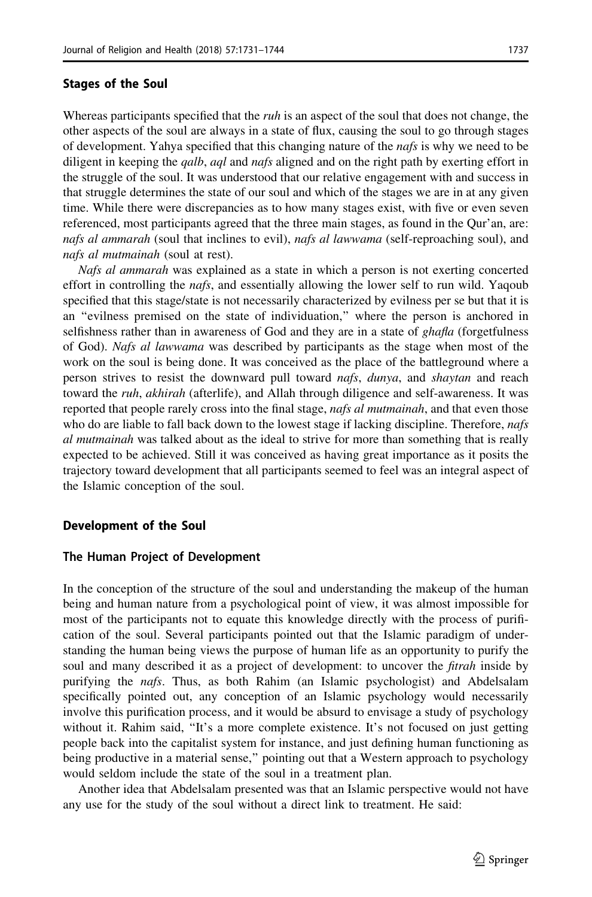### Stages of the Soul

Whereas participants specified that the *ruh* is an aspect of the soul that does not change, the other aspects of the soul are always in a state of flux, causing the soul to go through stages of development. Yahya specified that this changing nature of the *nafs* is why we need to be diligent in keeping the *qalb*, *aql* and *nafs* aligned and on the right path by exerting effort in the struggle of the soul. It was understood that our relative engagement with and success in that struggle determines the state of our soul and which of the stages we are in at any given time. While there were discrepancies as to how many stages exist, with five or even seven referenced, most participants agreed that the three main stages, as found in the Qur'an, are: *nafs al ammarah* (soul that inclines to evil), *nafs al lawwama* (self-reproaching soul), and *nafs al mutmainah* (soul at rest).

*Nafs al ammarah* was explained as a state in which a person is not exerting concerted effort in controlling the *nafs*, and essentially allowing the lower self to run wild. Yaqoub specified that this stage/state is not necessarily characterized by evilness per se but that it is an "evilness premised on the state of individuation," where the person is anchored in selfishness rather than in awareness of God and they are in a state of *ghafla* (forgetfulness of God). *Nafs al lawwama* was described by participants as the stage when most of the work on the soul is being done. It was conceived as the place of the battleground where a person strives to resist the downward pull toward *nafs*, *dunya*, and *shaytan* and reach toward the *ruh*, *akhirah* (afterlife), and Allah through diligence and self-awareness. It was reported that people rarely cross into the final stage, *nafs al mutmainah*, and that even those who do are liable to fall back down to the lowest stage if lacking discipline. Therefore, *nafs al mutmainah* was talked about as the ideal to strive for more than something that is really expected to be achieved. Still it was conceived as having great importance as it posits the trajectory toward development that all participants seemed to feel was an integral aspect of the Islamic conception of the soul.

## Development of the Soul

### The Human Project of Development

In the conception of the structure of the soul and understanding the makeup of the human being and human nature from a psychological point of view, it was almost impossible for most of the participants not to equate this knowledge directly with the process of purification of the soul. Several participants pointed out that the Islamic paradigm of understanding the human being views the purpose of human life as an opportunity to purify the soul and many described it as a project of development: to uncover the *fitrah* inside by purifying the *nafs*. Thus, as both Rahim (an Islamic psychologist) and Abdelsalam specifically pointed out, any conception of an Islamic psychology would necessarily involve this purification process, and it would be absurd to envisage a study of psychology without it. Rahim said, "It's a more complete existence. It's not focused on just getting people back into the capitalist system for instance, and just defining human functioning as being productive in a material sense," pointing out that a Western approach to psychology would seldom include the state of the soul in a treatment plan.

Another idea that Abdelsalam presented was that an Islamic perspective would not have any use for the study of the soul without a direct link to treatment. He said: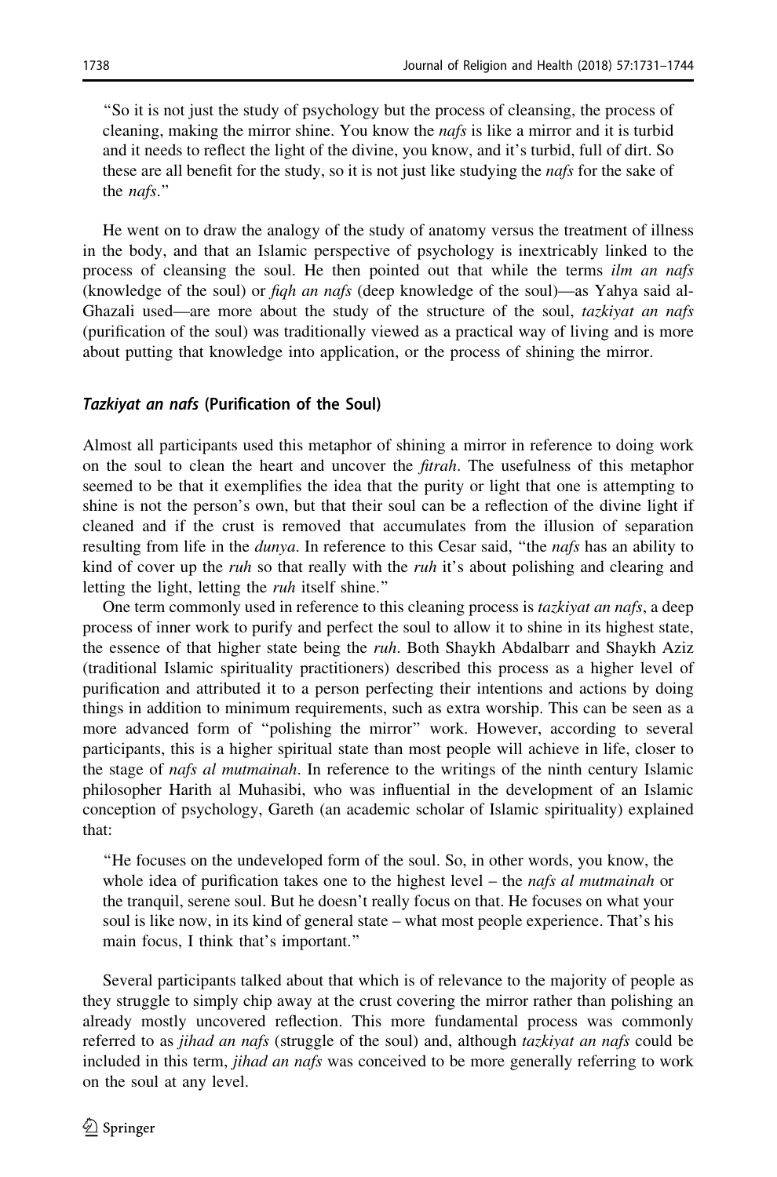"So it is not just the study of psychology but the process of cleansing, the process of cleaning, making the mirror shine. You know the *nafs* is like a mirror and it is turbid and it needs to reflect the light of the divine, you know, and it's turbid, full of dirt. So these are all benefit for the study, so it is not just like studying the *nafs* for the sake of the *nafs*."

He went on to draw the analogy of the study of anatomy versus the treatment of illness in the body, and that an Islamic perspective of psychology is inextricably linked to the process of cleansing the soul. He then pointed out that while the terms *ilm an nafs* (knowledge of the soul) or *fiqh an nafs* (deep knowledge of the soul)—as Yahya said al-Ghazali used—are more about the study of the structure of the soul, *tazkiyat an nafs* (purification of the soul) was traditionally viewed as a practical way of living and is more about putting that knowledge into application, or the process of shining the mirror.

### *Tazkiyat an nafs* (Purification of the Soul)

Almost all participants used this metaphor of shining a mirror in reference to doing work on the soul to clean the heart and uncover the *fitrah*. The usefulness of this metaphor seemed to be that it exemplifies the idea that the purity or light that one is attempting to shine is not the person's own, but that their soul can be a reflection of the divine light if cleaned and if the crust is removed that accumulates from the illusion of separation resulting from life in the *dunya*. In reference to this Cesar said, "the *nafs* has an ability to kind of cover up the *ruh* so that really with the *ruh* it's about polishing and clearing and letting the light, letting the *ruh* itself shine."

One term commonly used in reference to this cleaning process is *tazkiyat an nafs*, a deep process of inner work to purify and perfect the soul to allow it to shine in its highest state, the essence of that higher state being the *ruh*. Both Shaykh Abdalbarr and Shaykh Aziz (traditional Islamic spirituality practitioners) described this process as a higher level of purification and attributed it to a person perfecting their intentions and actions by doing things in addition to minimum requirements, such as extra worship. This can be seen as a more advanced form of "polishing the mirror" work. However, according to several participants, this is a higher spiritual state than most people will achieve in life, closer to the stage of *nafs al mutmainah*. In reference to the writings of the ninth century Islamic philosopher Harith al Muhasibi, who was influential in the development of an Islamic conception of psychology, Gareth (an academic scholar of Islamic spirituality) explained that:

"He focuses on the undeveloped form of the soul. So, in other words, you know, the whole idea of purification takes one to the highest level – the *nafs al mutmainah* or the tranquil, serene soul. But he doesn't really focus on that. He focuses on what your soul is like now, in its kind of general state – what most people experience. That's his main focus, I think that's important."

Several participants talked about that which is of relevance to the majority of people as they struggle to simply chip away at the crust covering the mirror rather than polishing an already mostly uncovered reflection. This more fundamental process was commonly referred to as *jihad an nafs* (struggle of the soul) and, although *tazkiyat an nafs* could be included in this term, *jihad an nafs* was conceived to be more generally referring to work on the soul at any level.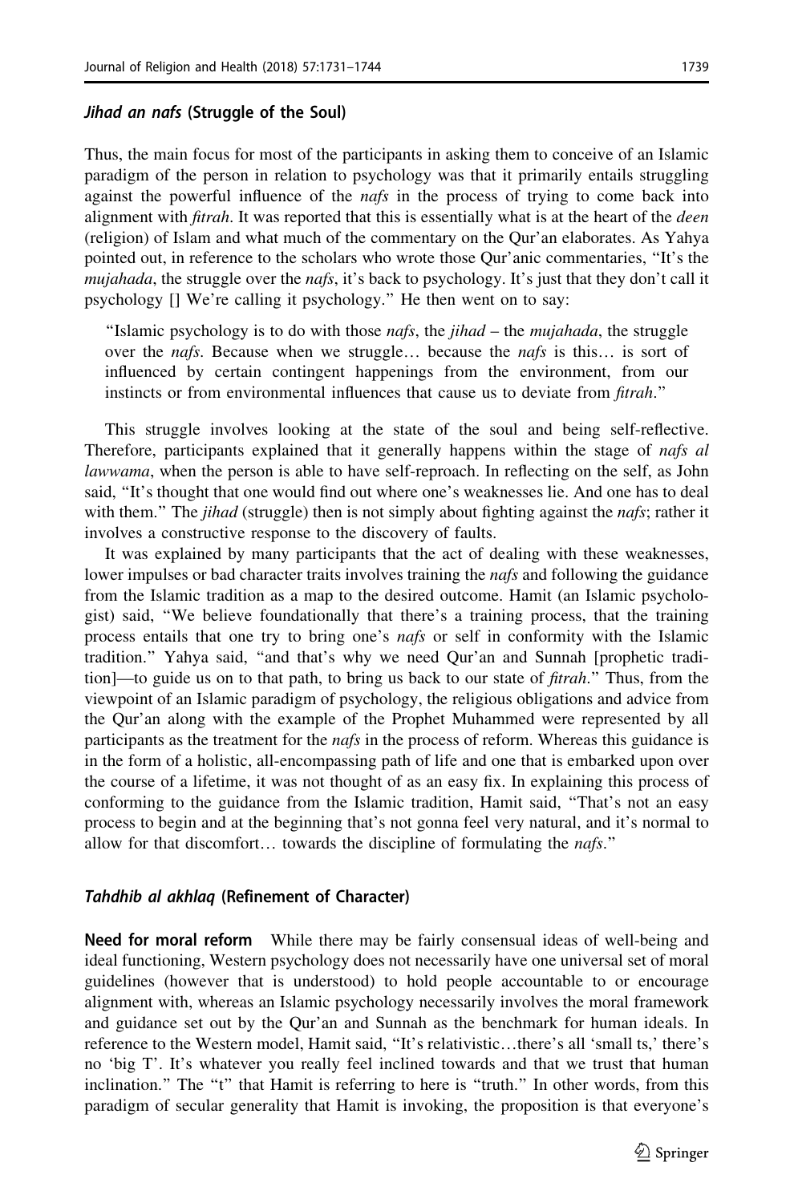#### *Jihad an nafs* (Struggle of the Soul)

Thus, the main focus for most of the participants in asking them to conceive of an Islamic paradigm of the person in relation to psychology was that it primarily entails struggling against the powerful influence of the *nafs* in the process of trying to come back into alignment with *fitrah*. It was reported that this is essentially what is at the heart of the *deen* (religion) of Islam and what much of the commentary on the Qur'an elaborates. As Yahya pointed out, in reference to the scholars who wrote those Qur'anic commentaries, "It's the *mujahada*, the struggle over the *nafs*, it's back to psychology. It's just that they don't call it psychology [] We're calling it psychology." He then went on to say:

> "Islamic psychology is to do with those *nafs*, the *jihad* – the *mujahada*, the struggle over the *nafs*. Because when we struggle… because the *nafs* is this… is sort of influenced by certain contingent happenings from the environment, from our instincts or from environmental influences that cause us to deviate from *fitrah*."

This struggle involves looking at the state of the soul and being self-reflective. Therefore, participants explained that it generally happens within the stage of *nafs al lawwama*, when the person is able to have self-reproach. In reflecting on the self, as John said, "It's thought that one would find out where one's weaknesses lie. And one has to deal with them." The *jihad* (struggle) then is not simply about fighting against the *nafs*; rather it involves a constructive response to the discovery of faults.

It was explained by many participants that the act of dealing with these weaknesses, lower impulses or bad character traits involves training the *nafs* and following the guidance from the Islamic tradition as a map to the desired outcome. Hamit (an Islamic psychologist) said, "We believe foundationally that there's a training process, that the training process entails that one try to bring one's *nafs* or self in conformity with the Islamic tradition." Yahya said, "and that's why we need Qur'an and Sunnah [prophetic tradition]—to guide us on to that path, to bring us back to our state of *fitrah*." Thus, from the viewpoint of an Islamic paradigm of psychology, the religious obligations and advice from the Qur'an along with the example of the Prophet Muhammed were represented by all participants as the treatment for the *nafs* in the process of reform. Whereas this guidance is in the form of a holistic, all-encompassing path of life and one that is embarked upon over the course of a lifetime, it was not thought of as an easy fix. In explaining this process of conforming to the guidance from the Islamic tradition, Hamit said, "That's not an easy process to begin and at the beginning that's not gonna feel very natural, and it's normal to allow for that discomfort… towards the discipline of formulating the *nafs*."

#### *Tahdhib al akhlaq* (Refinement of Character)

**Need for moral reform** While there may be fairly consensual ideas of well-being and ideal functioning, Western psychology does not necessarily have one universal set of moral guidelines (however that is understood) to hold people accountable to or encourage alignment with, whereas an Islamic psychology necessarily involves the moral framework and guidance set out by the Qur'an and Sunnah as the benchmark for human ideals. In reference to the Western model, Hamit said, "It's relativistic…there's all 'small ts,' there's no 'big T'. It's whatever you really feel inclined towards and that we trust that human inclination." The "t" that Hamit is referring to here is "truth." In other words, from this paradigm of secular generality that Hamit is invoking, the proposition is that everyone's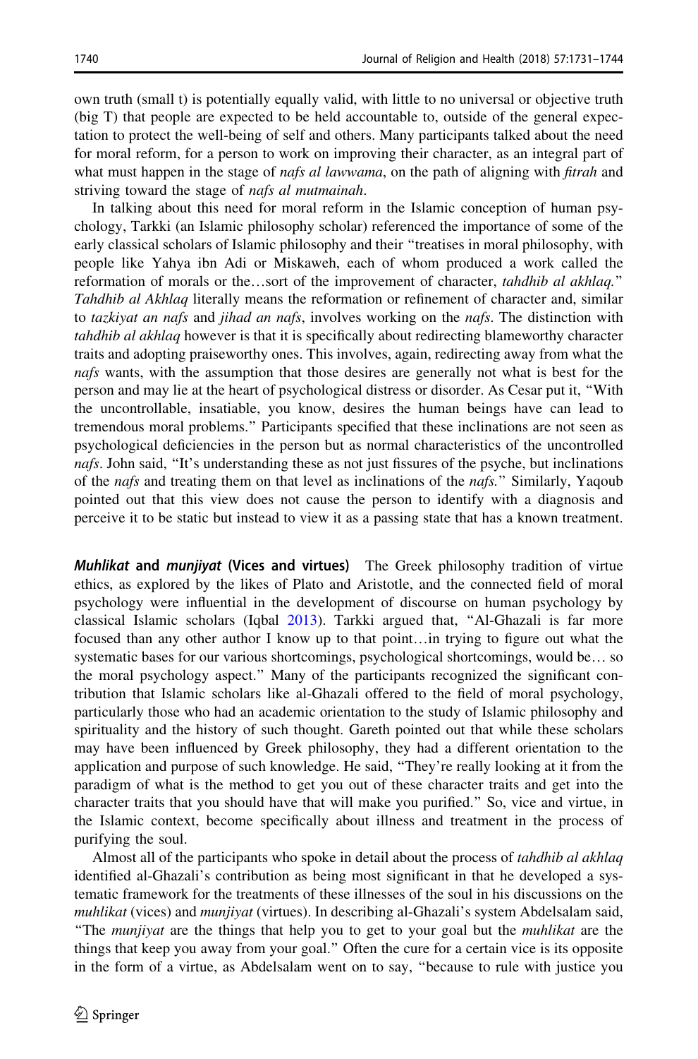own truth (small t) is potentially equally valid, with little to no universal or objective truth (big T) that people are expected to be held accountable to, outside of the general expectation to protect the well-being of self and others. Many participants talked about the need for moral reform, for a person to work on improving their character, as an integral part of what must happen in the stage of *nafs al lawwama*, on the path of aligning with *fitrah* and striving toward the stage of *nafs al mutmainah*.

In talking about this need for moral reform in the Islamic conception of human psychology, Tarkki (an Islamic philosophy scholar) referenced the importance of some of the early classical scholars of Islamic philosophy and their "treatises in moral philosophy, with people like Yahya ibn Adi or Miskaweh, each of whom produced a work called the reformation of morals or the…sort of the improvement of character, *tahdhib al akhlaq.*" *Tahdhib al Akhlaq* literally means the reformation or refinement of character and, similar to *tazkiyat an nafs* and *jihad an nafs*, involves working on the *nafs*. The distinction with *tahdhib al akhlaq* however is that it is specifically about redirecting blameworthy character traits and adopting praiseworthy ones. This involves, again, redirecting away from what the *nafs* wants, with the assumption that those desires are generally not what is best for the person and may lie at the heart of psychological distress or disorder. As Cesar put it, "With the uncontrollable, insatiable, you know, desires the human beings have can lead to tremendous moral problems." Participants specified that these inclinations are not seen as psychological deficiencies in the person but as normal characteristics of the uncontrolled *nafs*. John said, "It's understanding these as not just fissures of the psyche, but inclinations of the *nafs* and treating them on that level as inclinations of the *nafs.*" Similarly, Yaqoub pointed out that this view does not cause the person to identify with a diagnosis and perceive it to be static but instead to view it as a passing state that has a known treatment.

***Muhlikat* and *munjiyat* (Vices and virtues)** The Greek philosophy tradition of virtue ethics, as explored by the likes of Plato and Aristotle, and the connected field of moral psychology were influential in the development of discourse on human psychology by classical Islamic scholars (Iqbal 2013). Tarkki argued that, "Al-Ghazali is far more focused than any other author I know up to that point…in trying to figure out what the systematic bases for our various shortcomings, psychological shortcomings, would be… so the moral psychology aspect." Many of the participants recognized the significant contribution that Islamic scholars like al-Ghazali offered to the field of moral psychology, particularly those who had an academic orientation to the study of Islamic philosophy and spirituality and the history of such thought. Gareth pointed out that while these scholars may have been influenced by Greek philosophy, they had a different orientation to the application and purpose of such knowledge. He said, "They're really looking at it from the paradigm of what is the method to get you out of these character traits and get into the character traits that you should have that will make you purified." So, vice and virtue, in the Islamic context, become specifically about illness and treatment in the process of purifying the soul.

Almost all of the participants who spoke in detail about the process of *tahdhib al akhlaq* identified al-Ghazali's contribution as being most significant in that he developed a systematic framework for the treatments of these illnesses of the soul in his discussions on the *muhlikat* (vices) and *munjiyat* (virtues). In describing al-Ghazali's system Abdelsalam said, "The *munjiyat* are the things that help you to get to your goal but the *muhlikat* are the things that keep you away from your goal." Often the cure for a certain vice is its opposite in the form of a virtue, as Abdelsalam went on to say, "because to rule with justice you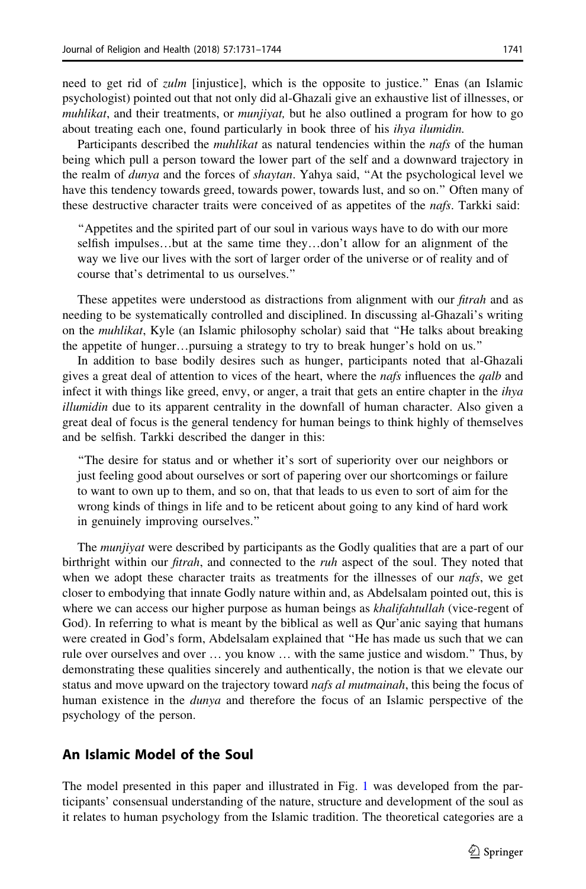need to get rid of *zulm* [injustice], which is the opposite to justice." Enas (an Islamic psychologist) pointed out that not only did al-Ghazali give an exhaustive list of illnesses, or *muhlikat*, and their treatments, or *munjiyat,* but he also outlined a program for how to go about treating each one, found particularly in book three of his *ihya ilumidin.*

Participants described the *muhlikat* as natural tendencies within the *nafs* of the human being which pull a person toward the lower part of the self and a downward trajectory in the realm of *dunya* and the forces of *shaytan*. Yahya said, "At the psychological level we have this tendency towards greed, towards power, towards lust, and so on." Often many of these destructive character traits were conceived of as appetites of the *nafs*. Tarkki said:

> "Appetites and the spirited part of our soul in various ways have to do with our more selfish impulses…but at the same time they…don't allow for an alignment of the way we live our lives with the sort of larger order of the universe or of reality and of course that's detrimental to us ourselves."

These appetites were understood as distractions from alignment with our *fitrah* and as needing to be systematically controlled and disciplined. In discussing al-Ghazali's writing on the *muhlikat*, Kyle (an Islamic philosophy scholar) said that "He talks about breaking the appetite of hunger…pursuing a strategy to try to break hunger's hold on us."

In addition to base bodily desires such as hunger, participants noted that al-Ghazali gives a great deal of attention to vices of the heart, where the *nafs* influences the *qalb* and infect it with things like greed, envy, or anger, a trait that gets an entire chapter in the *ihya illumidin* due to its apparent centrality in the downfall of human character. Also given a great deal of focus is the general tendency for human beings to think highly of themselves and be selfish. Tarkki described the danger in this:

> "The desire for status and or whether it's sort of superiority over our neighbors or just feeling good about ourselves or sort of papering over our shortcomings or failure to want to own up to them, and so on, that that leads to us even to sort of aim for the wrong kinds of things in life and to be reticent about going to any kind of hard work in genuinely improving ourselves."

The *munjiyat* were described by participants as the Godly qualities that are a part of our birthright within our *fitrah*, and connected to the *ruh* aspect of the soul. They noted that when we adopt these character traits as treatments for the illnesses of our *nafs*, we get closer to embodying that innate Godly nature within and, as Abdelsalam pointed out, this is where we can access our higher purpose as human beings as *khalifahtullah* (vice-regent of God). In referring to what is meant by the biblical as well as Qur'anic saying that humans were created in God's form, Abdelsalam explained that "He has made us such that we can rule over ourselves and over … you know … with the same justice and wisdom." Thus, by demonstrating these qualities sincerely and authentically, the notion is that we elevate our status and move upward on the trajectory toward *nafs al mutmainah*, this being the focus of human existence in the *dunya* and therefore the focus of an Islamic perspective of the psychology of the person.

## An Islamic Model of the Soul

The model presented in this paper and illustrated in Fig. 1 was developed from the participants' consensual understanding of the nature, structure and development of the soul as it relates to human psychology from the Islamic tradition. The theoretical categories are a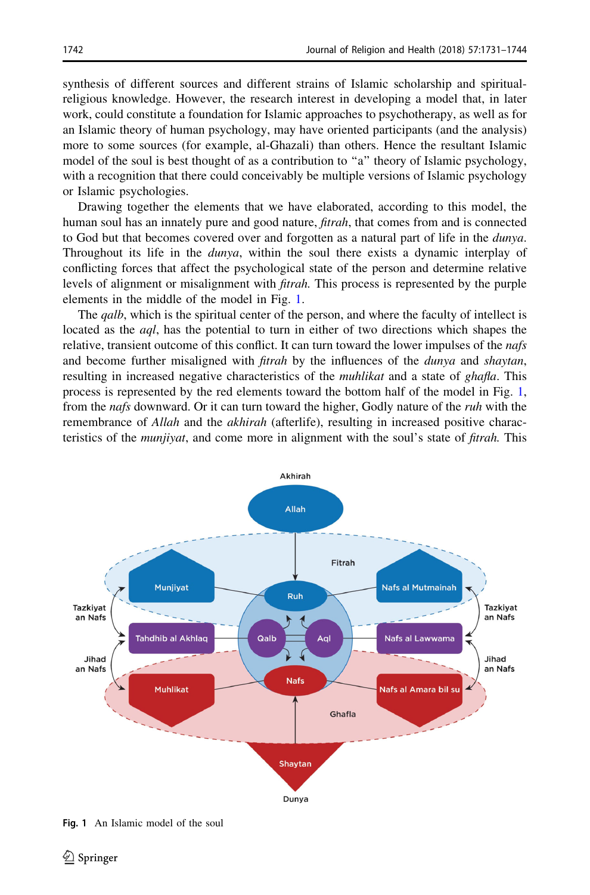synthesis of different sources and different strains of Islamic scholarship and spiritual-religious knowledge. However, the research interest in developing a model that, in later work, could constitute a foundation for Islamic approaches to psychotherapy, as well as for an Islamic theory of human psychology, may have oriented participants (and the analysis) more to some sources (for example, al-Ghazali) than others. Hence the resultant Islamic model of the soul is best thought of as a contribution to "a" theory of Islamic psychology, with a recognition that there could conceivably be multiple versions of Islamic psychology or Islamic psychologies.

Drawing together the elements that we have elaborated, according to this model, the human soul has an innately pure and good nature, *fitrah*, that comes from and is connected to God but that becomes covered over and forgotten as a natural part of life in the *dunya*. Throughout its life in the *dunya*, within the soul there exists a dynamic interplay of conflicting forces that affect the psychological state of the person and determine relative levels of alignment or misalignment with *fitrah.* This process is represented by the purple elements in the middle of the model in Fig. 1.

The *qalb*, which is the spiritual center of the person, and where the faculty of intellect is located as the *aql*, has the potential to turn in either of two directions which shapes the relative, transient outcome of this conflict. It can turn toward the lower impulses of the *nafs* and become further misaligned with *fitrah* by the influences of the *dunya* and *shaytan*, resulting in increased negative characteristics of the *muhlikat* and a state of *ghafla*. This process is represented by the red elements toward the bottom half of the model in Fig. 1, from the *nafs* downward. Or it can turn toward the higher, Godly nature of the *ruh* with the remembrance of *Allah* and the *akhirah* (afterlife), resulting in increased positive characteristics of the *munjiyat*, and come more in alignment with the soul's state of *fitrah.* This

**Fig. 1** An Islamic model of the soul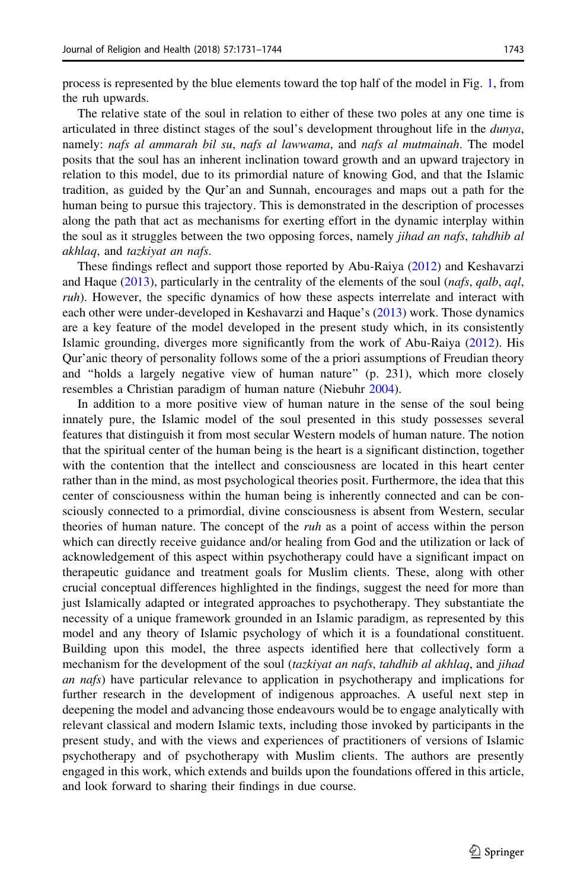process is represented by the blue elements toward the top half of the model in Fig. 1, from the ruh upwards.

The relative state of the soul in relation to either of these two poles at any one time is articulated in three distinct stages of the soul's development throughout life in the *dunya*, namely: *nafs al ammarah bil su*, *nafs al lawwama*, and *nafs al mutmainah*. The model posits that the soul has an inherent inclination toward growth and an upward trajectory in relation to this model, due to its primordial nature of knowing God, and that the Islamic tradition, as guided by the Qur'an and Sunnah, encourages and maps out a path for the human being to pursue this trajectory. This is demonstrated in the description of processes along the path that act as mechanisms for exerting effort in the dynamic interplay within the soul as it struggles between the two opposing forces, namely *jihad an nafs*, *tahdhib al akhlaq*, and *tazkiyat an nafs*.

These findings reflect and support those reported by Abu-Raiya (2012) and Keshavarzi and Haque (2013), particularly in the centrality of the elements of the soul (*nafs*, *qalb*, *aql*, *ruh*). However, the specific dynamics of how these aspects interrelate and interact with each other were under-developed in Keshavarzi and Haque's (2013) work. Those dynamics are a key feature of the model developed in the present study which, in its consistently Islamic grounding, diverges more significantly from the work of Abu-Raiya (2012). His Qur'anic theory of personality follows some of the a priori assumptions of Freudian theory and "holds a largely negative view of human nature" (p. 231), which more closely resembles a Christian paradigm of human nature (Niebuhr 2004).

In addition to a more positive view of human nature in the sense of the soul being innately pure, the Islamic model of the soul presented in this study possesses several features that distinguish it from most secular Western models of human nature. The notion that the spiritual center of the human being is the heart is a significant distinction, together with the contention that the intellect and consciousness are located in this heart center rather than in the mind, as most psychological theories posit. Furthermore, the idea that this center of consciousness within the human being is inherently connected and can be consciously connected to a primordial, divine consciousness is absent from Western, secular theories of human nature. The concept of the *ruh* as a point of access within the person which can directly receive guidance and/or healing from God and the utilization or lack of acknowledgement of this aspect within psychotherapy could have a significant impact on therapeutic guidance and treatment goals for Muslim clients. These, along with other crucial conceptual differences highlighted in the findings, suggest the need for more than just Islamically adapted or integrated approaches to psychotherapy. They substantiate the necessity of a unique framework grounded in an Islamic paradigm, as represented by this model and any theory of Islamic psychology of which it is a foundational constituent. Building upon this model, the three aspects identified here that collectively form a mechanism for the development of the soul (*tazkiyat an nafs*, *tahdhib al akhlaq*, and *jihad an nafs*) have particular relevance to application in psychotherapy and implications for further research in the development of indigenous approaches. A useful next step in deepening the model and advancing those endeavours would be to engage analytically with relevant classical and modern Islamic texts, including those invoked by participants in the present study, and with the views and experiences of practitioners of versions of Islamic psychotherapy and of psychotherapy with Muslim clients. The authors are presently engaged in this work, which extends and builds upon the foundations offered in this article, and look forward to sharing their findings in due course.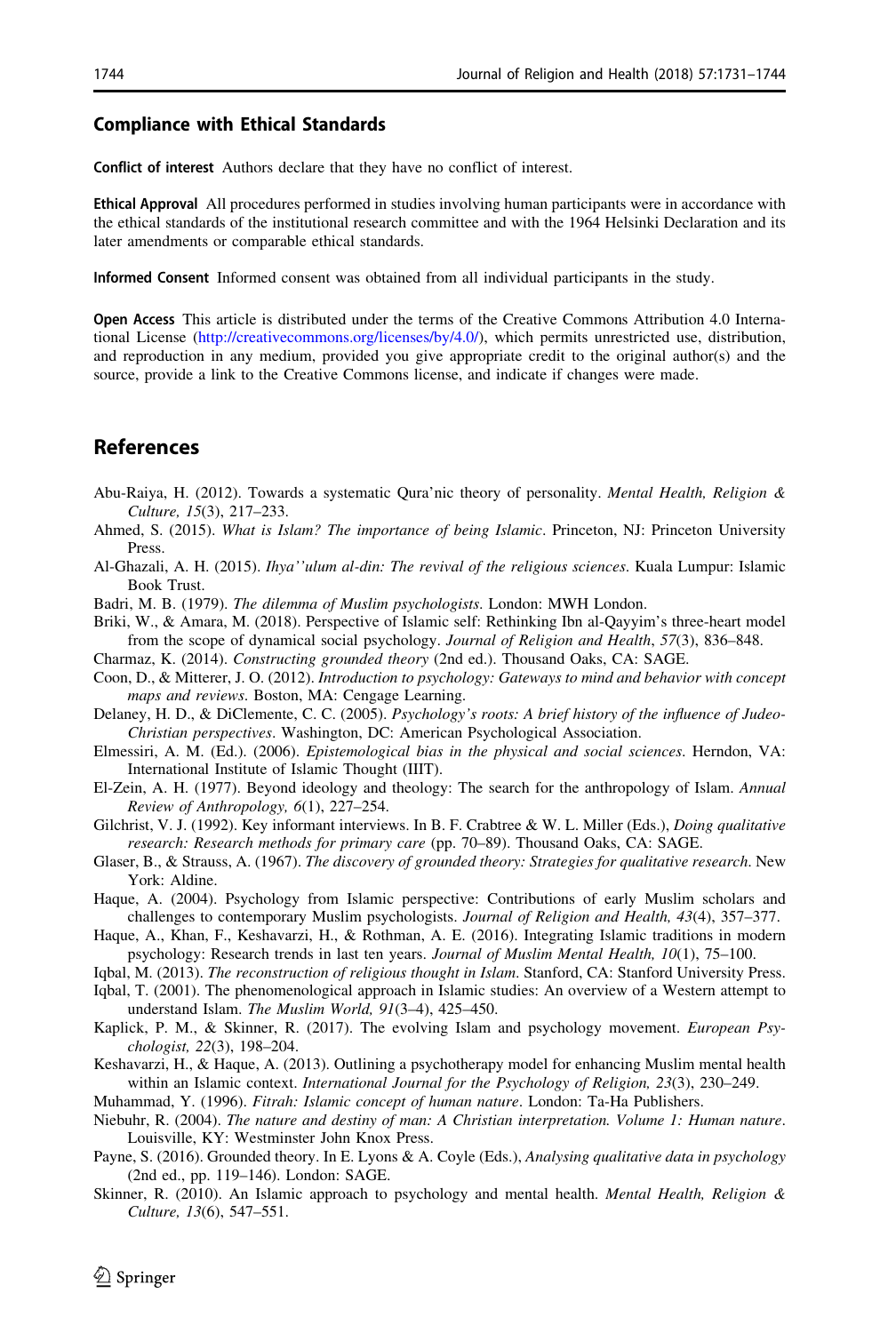## Compliance with Ethical Standards

**Conflict of interest** Authors declare that they have no conflict of interest.

**Ethical Approval** All procedures performed in studies involving human participants were in accordance with the ethical standards of the institutional research committee and with the 1964 Helsinki Declaration and its later amendments or comparable ethical standards.

**Informed Consent** Informed consent was obtained from all individual participants in the study.

**Open Access** This article is distributed under the terms of the Creative Commons Attribution 4.0 International License (http://creativecommons.org/licenses/by/4.0/), which permits unrestricted use, distribution, and reproduction in any medium, provided you give appropriate credit to the original author(s) and the source, provide a link to the Creative Commons license, and indicate if changes were made.

## References

Abu-Raiya, H. (2012). Towards a systematic Qura'nic theory of personality. *Mental Health, Religion & Culture, 15*(3), 217–233.

Ahmed, S. (2015). *What is Islam? The importance of being Islamic*. Princeton, NJ: Princeton University Press.

Al-Ghazali, A. H. (2015). *Ihya''ulum al-din: The revival of the religious sciences*. Kuala Lumpur: Islamic Book Trust.

Badri, M. B. (1979). *The dilemma of Muslim psychologists*. London: MWH London.

Briki, W., & Amara, M. (2018). Perspective of Islamic self: Rethinking Ibn al-Qayyim's three-heart model from the scope of dynamical social psychology. *Journal of Religion and Health*, *57*(3), 836–848.

Charmaz, K. (2014). *Constructing grounded theory* (2nd ed.). Thousand Oaks, CA: SAGE.

Coon, D., & Mitterer, J. O. (2012). *Introduction to psychology: Gateways to mind and behavior with concept maps and reviews*. Boston, MA: Cengage Learning.

Delaney, H. D., & DiClemente, C. C. (2005). *Psychology's roots: A brief history of the influence of Judeo-Christian perspectives*. Washington, DC: American Psychological Association.

Elmessiri, A. M. (Ed.). (2006). *Epistemological bias in the physical and social sciences*. Herndon, VA: International Institute of Islamic Thought (IIIT).

El-Zein, A. H. (1977). Beyond ideology and theology: The search for the anthropology of Islam. *Annual Review of Anthropology, 6*(1), 227–254.

Gilchrist, V. J. (1992). Key informant interviews. In B. F. Crabtree & W. L. Miller (Eds.), *Doing qualitative research: Research methods for primary care* (pp. 70–89). Thousand Oaks, CA: SAGE.

Glaser, B., & Strauss, A. (1967). *The discovery of grounded theory: Strategies for qualitative research*. New York: Aldine.

Haque, A. (2004). Psychology from Islamic perspective: Contributions of early Muslim scholars and challenges to contemporary Muslim psychologists. *Journal of Religion and Health, 43*(4), 357–377.

Haque, A., Khan, F., Keshavarzi, H., & Rothman, A. E. (2016). Integrating Islamic traditions in modern psychology: Research trends in last ten years. *Journal of Muslim Mental Health, 10*(1), 75–100.

Iqbal, M. (2013). *The reconstruction of religious thought in Islam*. Stanford, CA: Stanford University Press.

Iqbal, T. (2001). The phenomenological approach in Islamic studies: An overview of a Western attempt to understand Islam. *The Muslim World, 91*(3–4), 425–450.

Kaplick, P. M., & Skinner, R. (2017). The evolving Islam and psychology movement. *European Psychologist, 22*(3), 198–204.

Keshavarzi, H., & Haque, A. (2013). Outlining a psychotherapy model for enhancing Muslim mental health within an Islamic context. *International Journal for the Psychology of Religion, 23*(3), 230–249.

Muhammad, Y. (1996). *Fitrah: Islamic concept of human nature*. London: Ta-Ha Publishers.

Niebuhr, R. (2004). *The nature and destiny of man: A Christian interpretation. Volume 1: Human nature*. Louisville, KY: Westminster John Knox Press.

Payne, S. (2016). Grounded theory. In E. Lyons & A. Coyle (Eds.), *Analysing qualitative data in psychology* (2nd ed., pp. 119–146). London: SAGE.

Skinner, R. (2010). An Islamic approach to psychology and mental health. *Mental Health, Religion & Culture, 13*(6), 547–551.